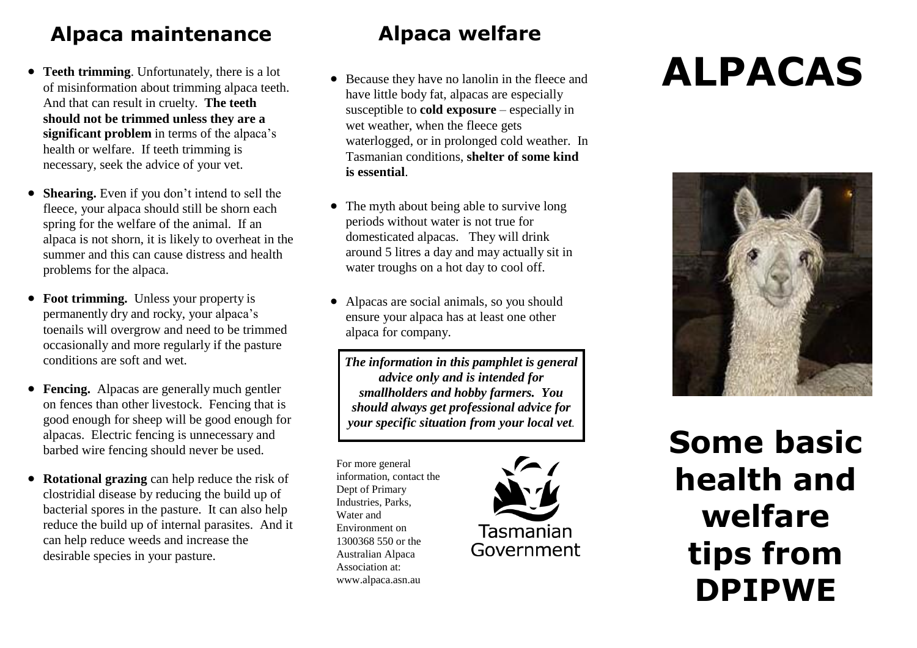## Alpaca maintenance

- **Teeth trimming**. Unfortunately, there is a lot of misinformation about trimming alpaca teeth. And that can result in cruelty. **The teeth should not be trimmed unless they are a significant problem** in terms of the alpaca's health or welfare. If teeth trimming is necessary, seek the advice of your vet.
- **Shearing.** Even if you don't intend to sell the fleece, your alpaca should still be shorn each spring for the welfare of the animal. If an alpaca is not shorn, it is likely to overheat in the summer and this can cause distress and health problems for the alpaca.
- **Foot trimming.** Unless your property is permanently dry and rocky, your alpaca's toenails will overgrow and need to be trimmed occasionally and more regularly if the pasture conditions are soft and wet.
- **Fencing.** Alpacas are generally much gentler on fences than other livestock. Fencing that is good enough for sheep will be good enough for alpacas. Electric fencing is unnecessary and barbed wire fencing should never be used.
- **Rotational grazing** can help reduce the risk of clostridial disease by reducing the build up of bacterial spores in the pasture. It can also help reduce the build up of internal parasites. And it can help reduce weeds and increase the desirable species in your pasture.

## Alpaca welfare

- Because they have no lanolin in the fleece and have little body fat, alpacas are especially susceptible to **cold exposure** – especially in wet weather, when the fleece gets waterlogged, or in prolonged cold weather. In Tasmanian conditions, **shelter of some kind is essential**.
- The myth about being able to survive long periods without water is not true for domesticated alpacas. They will drink around 5 litres a day and may actually sit in water troughs on a hot day to cool off.
- Alpacas are social animals, so you should ensure your alpaca has at least one other alpaca for company.

***The information in this pamphlet is general advice only and is intended for smallholders and hobby farmers. You should always get professional advice for your specific situation from your local vet.***

For more general information, contact the Dept of Primary Industries, Parks, Water and Environment on 1300368 550 or the Australian Alpaca Association at: www.alpaca.asn.au

Tasmanian Government

# ALPACAS

# Some basic health and welfare tips from DPIPWE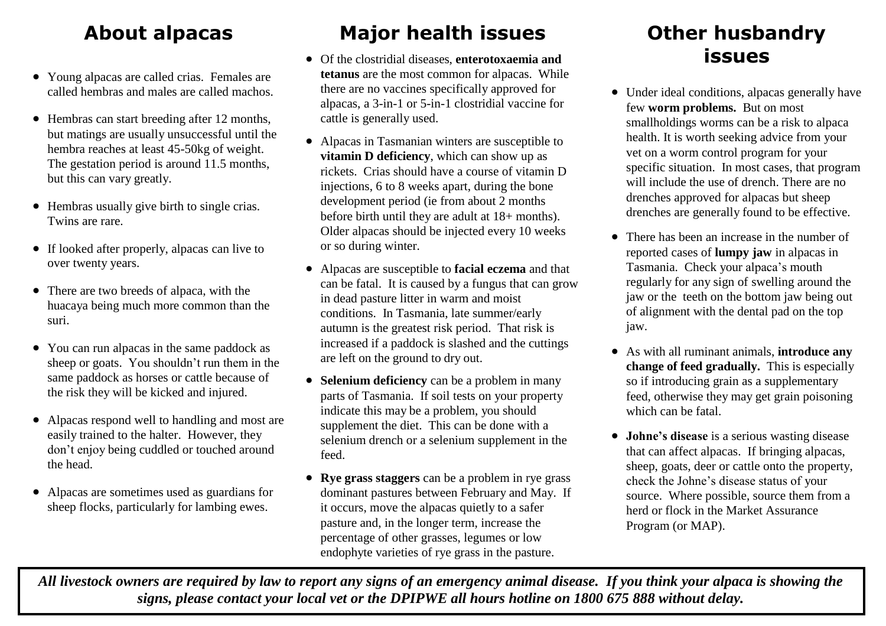## About alpacas

- Young alpacas are called crias. Females are called hembras and males are called machos.
- Hembras can start breeding after 12 months, but matings are usually unsuccessful until the hembra reaches at least 45-50kg of weight. The gestation period is around 11.5 months, but this can vary greatly.
- Hembras usually give birth to single crias. Twins are rare.
- If looked after properly, alpacas can live to over twenty years.
- There are two breeds of alpaca, with the huacaya being much more common than the suri.
- You can run alpacas in the same paddock as sheep or goats. You shouldn't run them in the same paddock as horses or cattle because of the risk they will be kicked and injured.
- Alpacas respond well to handling and most are easily trained to the halter. However, they don't enjoy being cuddled or touched around the head.
- Alpacas are sometimes used as guardians for sheep flocks, particularly for lambing ewes.

## Major health issues

- Of the clostridial diseases, **enterotoxaemia and tetanus** are the most common for alpacas. While there are no vaccines specifically approved for alpacas, a 3-in-1 or 5-in-1 clostridial vaccine for cattle is generally used.
- Alpacas in Tasmanian winters are susceptible to **vitamin D deficiency**, which can show up as rickets. Crias should have a course of vitamin D injections, 6 to 8 weeks apart, during the bone development period (ie from about 2 months before birth until they are adult at 18+ months). Older alpacas should be injected every 10 weeks or so during winter.
- Alpacas are susceptible to **facial eczema** and that can be fatal. It is caused by a fungus that can grow in dead pasture litter in warm and moist conditions. In Tasmania, late summer/early autumn is the greatest risk period. That risk is increased if a paddock is slashed and the cuttings are left on the ground to dry out.
- **Selenium deficiency** can be a problem in many parts of Tasmania. If soil tests on your property indicate this may be a problem, you should supplement the diet. This can be done with a selenium drench or a selenium supplement in the feed.
- **Rye grass staggers** can be a problem in rye grass dominant pastures between February and May. If it occurs, move the alpacas quietly to a safer pasture and, in the longer term, increase the percentage of other grasses, legumes or low endophyte varieties of rye grass in the pasture.

## Other husbandry issues

- Under ideal conditions, alpacas generally have few **worm problems.** But on most smallholdings worms can be a risk to alpaca health. It is worth seeking advice from your vet on a worm control program for your specific situation. In most cases, that program will include the use of drench. There are no drenches approved for alpacas but sheep drenches are generally found to be effective.
- There has been an increase in the number of reported cases of **lumpy jaw** in alpacas in Tasmania. Check your alpaca's mouth regularly for any sign of swelling around the jaw or the teeth on the bottom jaw being out of alignment with the dental pad on the top jaw.
- As with all ruminant animals, **introduce any change of feed gradually.** This is especially so if introducing grain as a supplementary feed, otherwise they may get grain poisoning which can be fatal.
- **Johne's disease** is a serious wasting disease that can affect alpacas. If bringing alpacas, sheep, goats, deer or cattle onto the property, check the Johne's disease status of your source. Where possible, source them from a herd or flock in the Market Assurance Program (or MAP).

***All livestock owners are required by law to report any signs of an emergency animal disease. If you think your alpaca is showing the signs, please contact your local vet or the DPIPWE all hours hotline on 1800 675 888 without delay.***